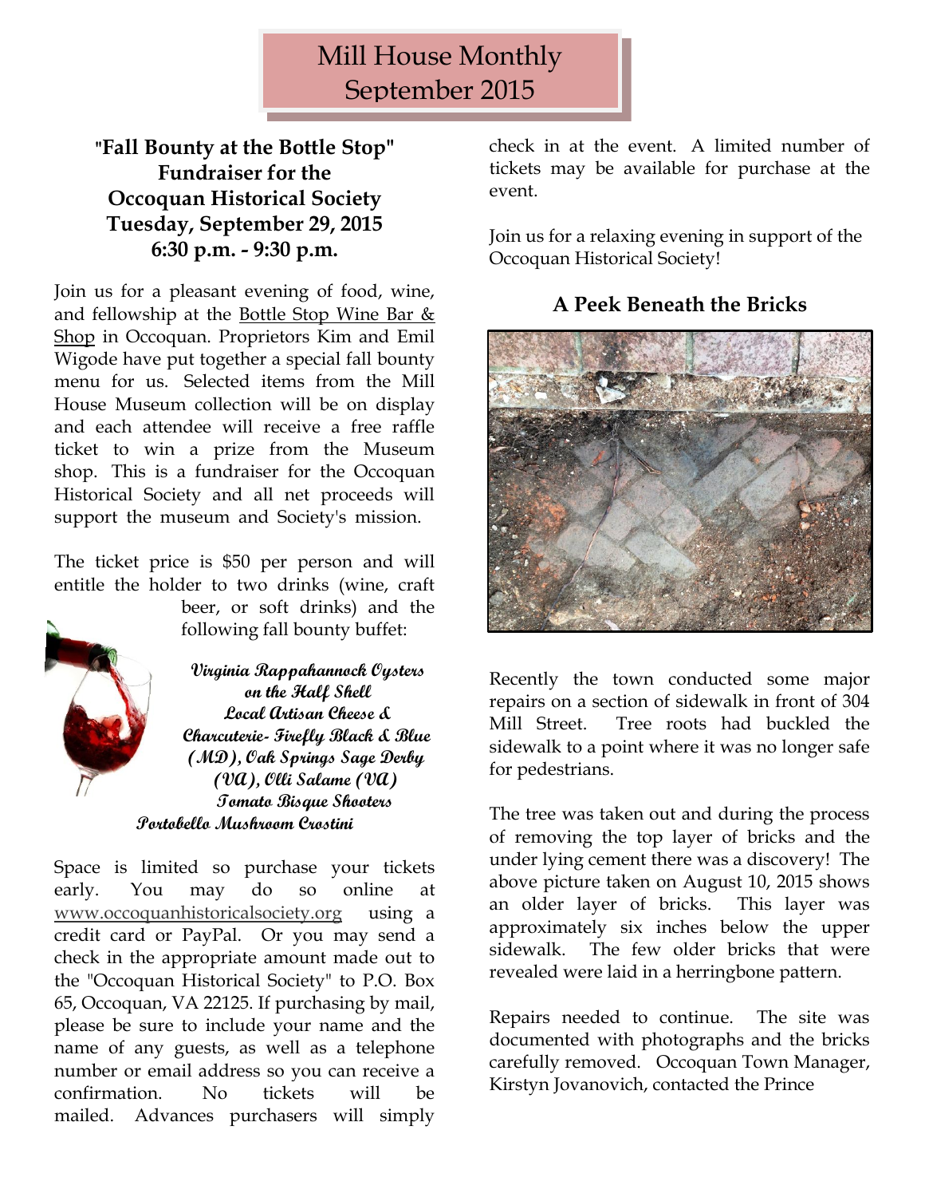# Mill House Monthly
September 2015

## "Fall Bounty at the Bottle Stop" Fundraiser for the Occoquan Historical Society Tuesday, September 29, 2015 6:30 p.m. - 9:30 p.m.

Join us for a pleasant evening of food, wine, and fellowship at the Bottle Stop Wine Bar & Shop in Occoquan. Proprietors Kim and Emil Wigode have put together a special fall bounty menu for us. Selected items from the Mill House Museum collection will be on display and each attendee will receive a free raffle ticket to win a prize from the Museum shop. This is a fundraiser for the Occoquan Historical Society and all net proceeds will support the museum and Society's mission.

The ticket price is $50 per person and will entitle the holder to two drinks (wine, craft beer, or soft drinks) and the following fall bounty buffet:

***Virginia Rappahannock Oysters on the Half Shell***
***Local Artisan Cheese & Charcuterie- Firefly Black & Blue (MD), Oak Springs Sage Derby (VA), Olli Salame (VA)***
***Tomato Bisque Shooters***
***Portobello Mushroom Crostini***

Space is limited so purchase your tickets early. You may do so online at www.occoquanhistoricalsociety.org using a credit card or PayPal. Or you may send a check in the appropriate amount made out to the "Occoquan Historical Society" to P.O. Box 65, Occoquan, VA 22125. If purchasing by mail, please be sure to include your name and the name of any guests, as well as a telephone number or email address so you can receive a confirmation. No tickets will be mailed. Advances purchasers will simply check in at the event. A limited number of tickets may be available for purchase at the event.

Join us for a relaxing evening in support of the Occoquan Historical Society!

## A Peek Beneath the Bricks

Recently the town conducted some major repairs on a section of sidewalk in front of 304 Mill Street. Tree roots had buckled the sidewalk to a point where it was no longer safe for pedestrians.

The tree was taken out and during the process of removing the top layer of bricks and the under lying cement there was a discovery! The above picture taken on August 10, 2015 shows an older layer of bricks. This layer was approximately six inches below the upper sidewalk. The few older bricks that were revealed were laid in a herringbone pattern.

Repairs needed to continue. The site was documented with photographs and the bricks carefully removed. Occoquan Town Manager, Kirstyn Jovanovich, contacted the Prince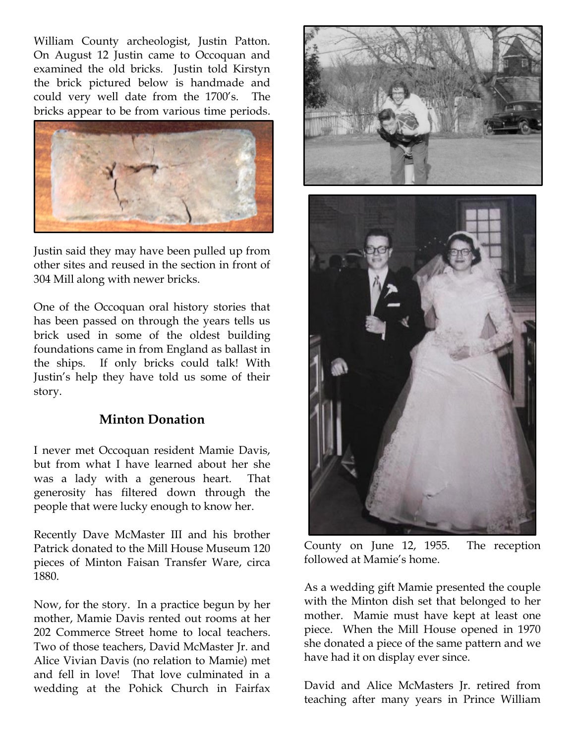William County archeologist, Justin Patton. On August 12 Justin came to Occoquan and examined the old bricks. Justin told Kirstyn the brick pictured below is handmade and could very well date from the 1700's. The bricks appear to be from various time periods.

Justin said they may have been pulled up from other sites and reused in the section in front of 304 Mill along with newer bricks.

One of the Occoquan oral history stories that has been passed on through the years tells us brick used in some of the oldest building foundations came in from England as ballast in the ships. If only bricks could talk! With Justin's help they have told us some of their story.

## Minton Donation

I never met Occoquan resident Mamie Davis, but from what I have learned about her she was a lady with a generous heart. That generosity has filtered down through the people that were lucky enough to know her.

Recently Dave McMaster III and his brother Patrick donated to the Mill House Museum 120 pieces of Minton Faisan Transfer Ware, circa 1880.

Now, for the story. In a practice begun by her mother, Mamie Davis rented out rooms at her 202 Commerce Street home to local teachers. Two of those teachers, David McMaster Jr. and Alice Vivian Davis (no relation to Mamie) met and fell in love! That love culminated in a wedding at the Pohick Church in Fairfax County on June 12, 1955. The reception followed at Mamie's home.

As a wedding gift Mamie presented the couple with the Minton dish set that belonged to her mother. Mamie must have kept at least one piece. When the Mill House opened in 1970 she donated a piece of the same pattern and we have had it on display ever since.

David and Alice McMasters Jr. retired from teaching after many years in Prince William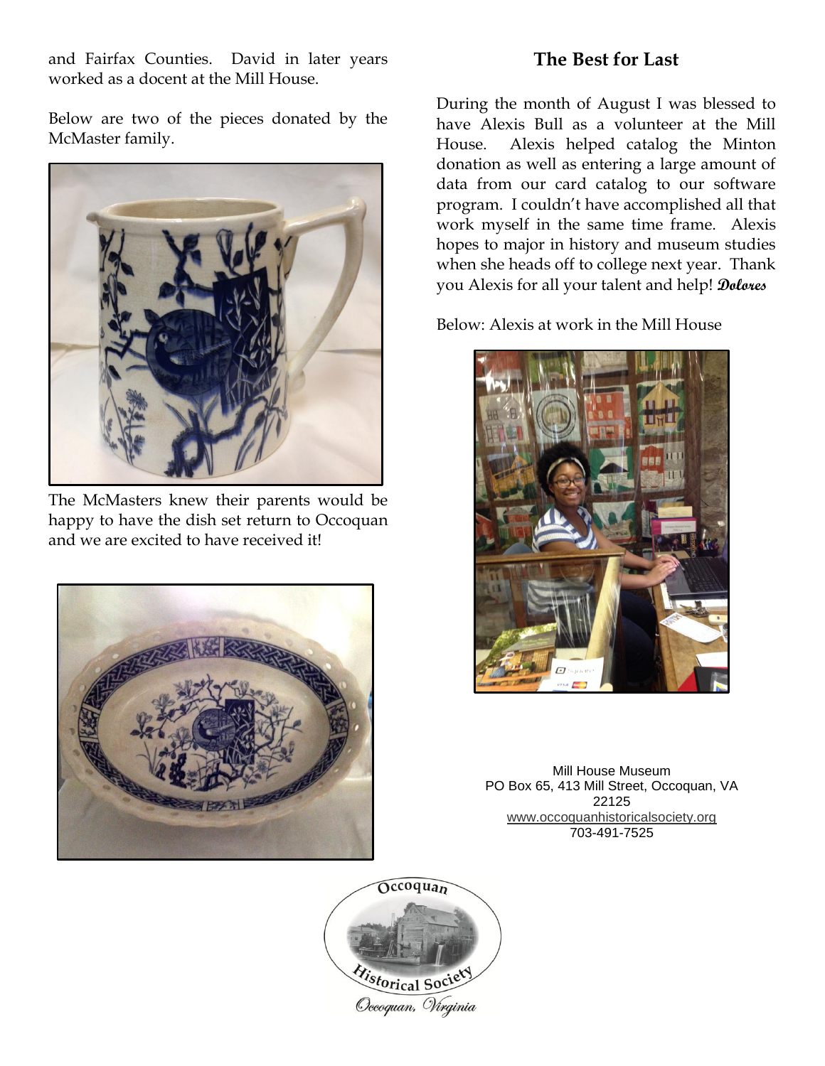and Fairfax Counties. David in later years worked as a docent at the Mill House.

Below are two of the pieces donated by the McMaster family.

The McMasters knew their parents would be happy to have the dish set return to Occoquan and we are excited to have received it!

## The Best for Last

During the month of August I was blessed to have Alexis Bull as a volunteer at the Mill House. Alexis helped catalog the Minton donation as well as entering a large amount of data from our card catalog to our software program. I couldn't have accomplished all that work myself in the same time frame. Alexis hopes to major in history and museum studies when she heads off to college next year. Thank you Alexis for all your talent and help! *Dolores*

Below: Alexis at work in the Mill House

Mill House Museum
PO Box 65, 413 Mill Street, Occoquan, VA 22125
www.occoquanhistoricalsociety.org
703-491-7525

Occoquan Historical Society
Occoquan, Virginia